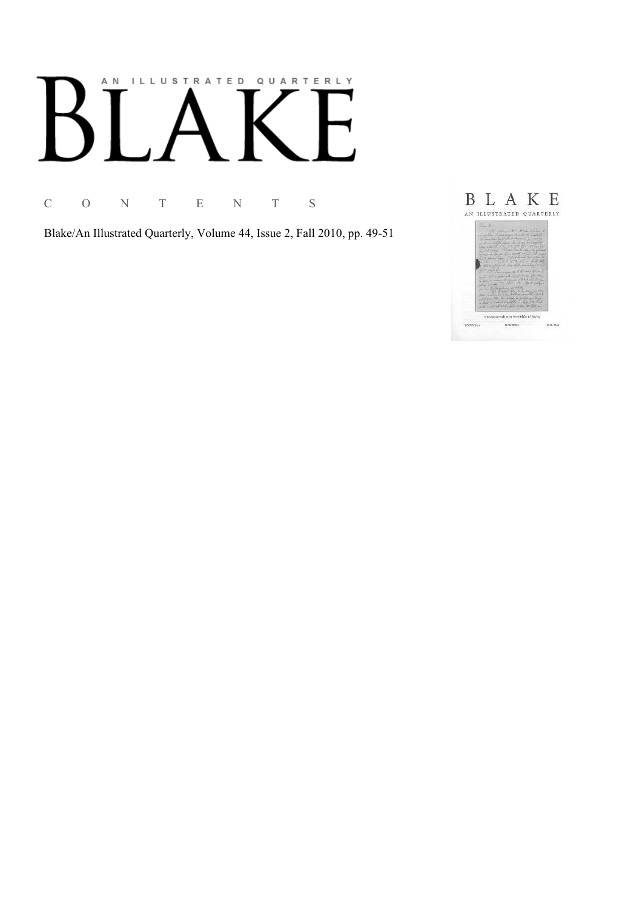# AN ILLUSTRATED QUARTERLY BLAKE

C O N T E N T S

Blake/An Illustrated Quarterly, Volume 44, Issue 2, Fall 2010, pp. 49-51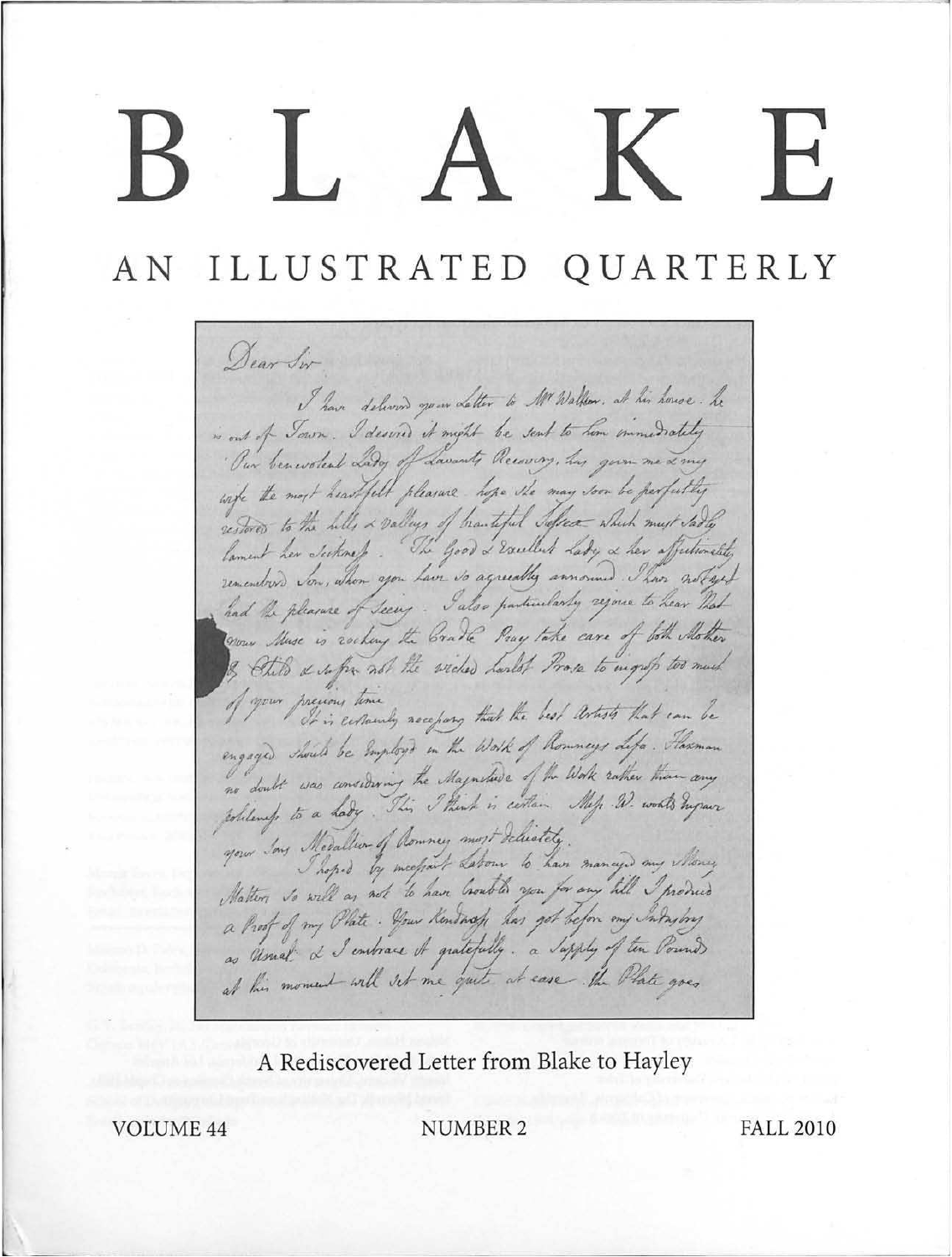# BLAKE

## AN ILLUSTRATED QUARTERLY

Dear Sir

I have delivered your Letter to Mr Walker. at his house. he is out of Town. I desired it might be sent to him immediately

Our benevolent Lady of Lavants Recovery, has given me & my wife the most heartfelt pleasure hope she may soon be perfectly restored to the hills & valleys of beautiful Sussex which must sadly lament her Sickness. The Good & Excellent Lady & her affectionately remembered Son, whom you have so agreeably announced I have not yet had the pleasure of Seeing. I also particularly rejoice to hear That your Muse is rocking the Cradle Pray take care of both Mother & Child & suffer not the wicked Harlot Prose to ingross too much of your precious time

It is certainly necessary that the best Artists that can be engaged should be Employd in the Work of Romneys Life. Flaxman no doubt was considering the Magnitude of the Work rather than any politeness to a Lady. This I think is certain. Miss W. would Impair your Sons Medallion of Romney most delicately.

I hoped by incessant Labour to have managed my Money Matters so well as not to have troubled you for any till I produced a Proof of my Plate. Your Kindness has got before my Industry as usual & I embrace it gratefully. a Supply of ten Pounds at this moment will set me quite at ease. the Plate goes

A Rediscovered Letter from Blake to Hayley

VOLUME 44 NUMBER 2 FALL 2010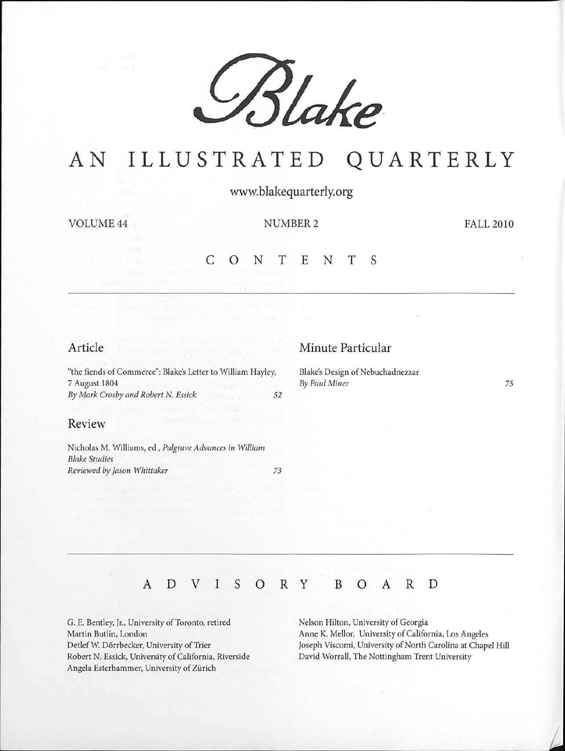# Blake

# AN ILLUSTRATED QUARTERLY

www.blakequarterly.org

VOLUME 44 NUMBER 2 FALL 2010

## CONTENTS

### Article

"the fiends of Commerce": Blake's Letter to William Hayley, 7 August 1804
*By Mark Crosby and Robert N. Essick* 52

### Review

Nicholas M. Williams, ed., *Palgrave Advances in William Blake Studies*
*Reviewed by Jason Whittaker* 73

### Minute Particular

Blake's Design of Nebuchadnezzar
*By Paul Miner* 75

## ADVISORY BOARD

G. E. Bentley, Jr., University of Toronto, retired
Martin Butlin, London
Detlef W. Dörrbecker, University of Trier
Robert N. Essick, University of California, Riverside
Angela Esterhammer, University of Zürich
Nelson Hilton, University of Georgia
Anne K. Mellor, University of California, Los Angeles
Joseph Viscomi, University of North Carolina at Chapel Hill
David Worrall, The Nottingham Trent University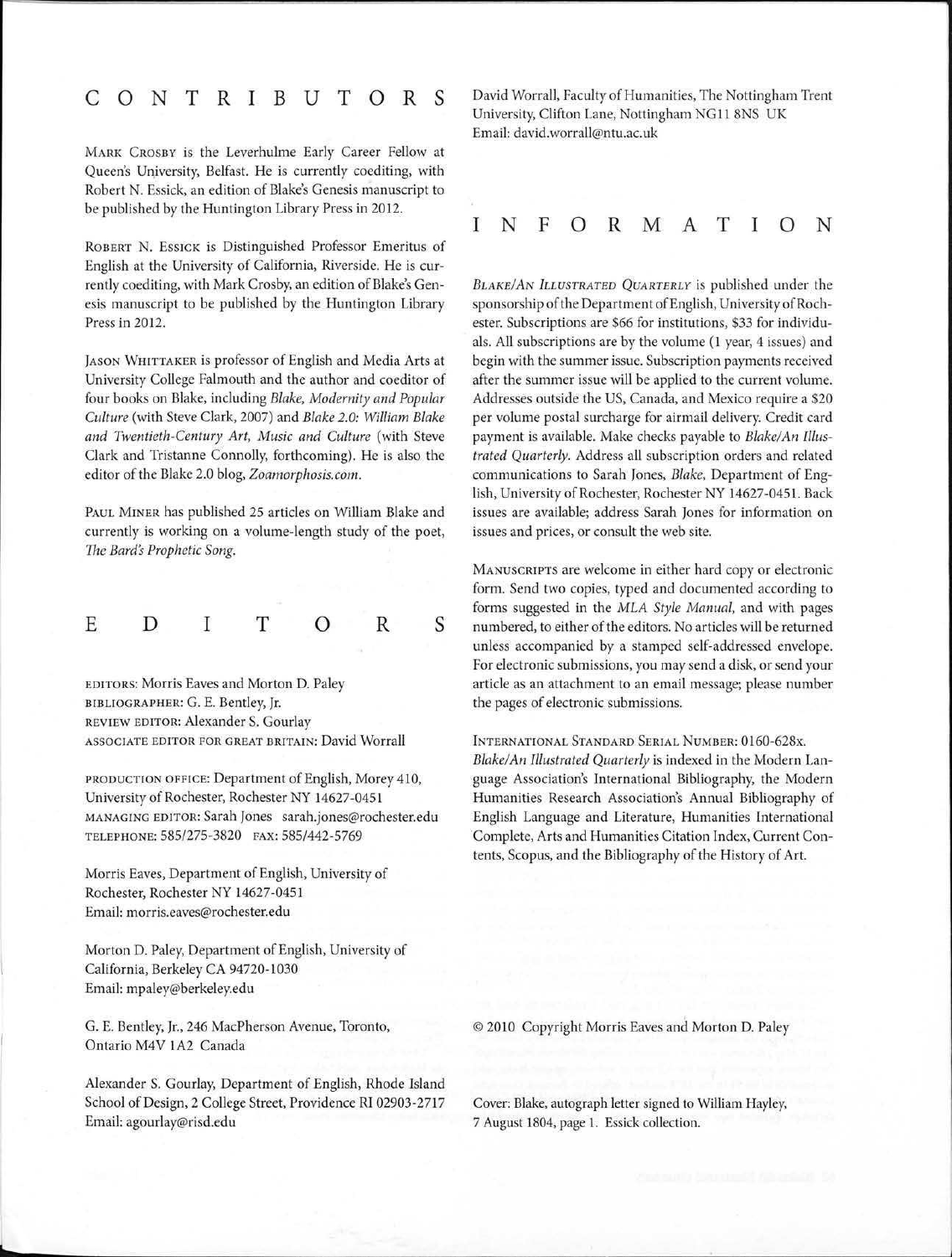## CONTRIBUTORS

Mark Crosby is the Leverhulme Early Career Fellow at Queen's University, Belfast. He is currently coediting, with Robert N. Essick, an edition of Blake's Genesis manuscript to be published by the Huntington Library Press in 2012.

Robert N. Essick is Distinguished Professor Emeritus of English at the University of California, Riverside. He is currently coediting, with Mark Crosby, an edition of Blake's Genesis manuscript to be published by the Huntington Library Press in 2012.

Jason Whittaker is professor of English and Media Arts at University College Falmouth and the author and coeditor of four books on Blake, including *Blake, Modernity and Popular Culture* (with Steve Clark, 2007) and *Blake 2.0: William Blake and Twentieth-Century Art, Music and Culture* (with Steve Clark and Tristanne Connolly, forthcoming). He is also the editor of the Blake 2.0 blog, *Zoamorphosis.com*.

Paul Miner has published 25 articles on William Blake and currently is working on a volume-length study of the poet, *The Bard's Prophetic Song*.

## EDITORS

Editors: Morris Eaves and Morton D. Paley
Bibliographer: G. E. Bentley, Jr.
Review Editor: Alexander S. Gourlay
Associate Editor for Great Britain: David Worrall

Production Office: Department of English, Morey 410, University of Rochester, Rochester NY 14627-0451
Managing Editor: Sarah Jones sarah.jones@rochester.edu
Telephone: 585/275-3820 Fax: 585/442-5769

Morris Eaves, Department of English, University of Rochester, Rochester NY 14627-0451
Email: morris.eaves@rochester.edu

Morton D. Paley, Department of English, University of California, Berkeley CA 94720-1030
Email: mpaley@berkeley.edu

G. E. Bentley, Jr., 246 MacPherson Avenue, Toronto, Ontario M4V 1A2 Canada

Alexander S. Gourlay, Department of English, Rhode Island School of Design, 2 College Street, Providence RI 02903-2717
Email: agourlay@risd.edu

David Worrall, Faculty of Humanities, The Nottingham Trent University, Clifton Lane, Nottingham NG11 8NS UK
Email: david.worrall@ntu.ac.uk

## INFORMATION

*Blake/An Illustrated Quarterly* is published under the sponsorship of the Department of English, University of Rochester. Subscriptions are $66 for institutions, $33 for individuals. All subscriptions are by the volume (1 year, 4 issues) and begin with the summer issue. Subscription payments received after the summer issue will be applied to the current volume. Addresses outside the US, Canada, and Mexico require a $20 per volume postal surcharge for airmail delivery. Credit card payment is available. Make checks payable to *Blake/An Illustrated Quarterly*. Address all subscription orders and related communications to Sarah Jones, *Blake*, Department of English, University of Rochester, Rochester NY 14627-0451. Back issues are available; address Sarah Jones for information on issues and prices, or consult the web site.

Manuscripts are welcome in either hard copy or electronic form. Send two copies, typed and documented according to forms suggested in the *MLA Style Manual*, and with pages numbered, to either of the editors. No articles will be returned unless accompanied by a stamped self-addressed envelope. For electronic submissions, you may send a disk, or send your article as an attachment to an email message; please number the pages of electronic submissions.

International Standard Serial Number: 0160-628x.
*Blake/An Illustrated Quarterly* is indexed in the Modern Language Association's International Bibliography, the Modern Humanities Research Association's Annual Bibliography of English Language and Literature, Humanities International Complete, Arts and Humanities Citation Index, Current Contents, Scopus, and the Bibliography of the History of Art.

© 2010 Copyright Morris Eaves and Morton D. Paley

Cover: Blake, autograph letter signed to William Hayley, 7 August 1804, page 1. Essick collection.